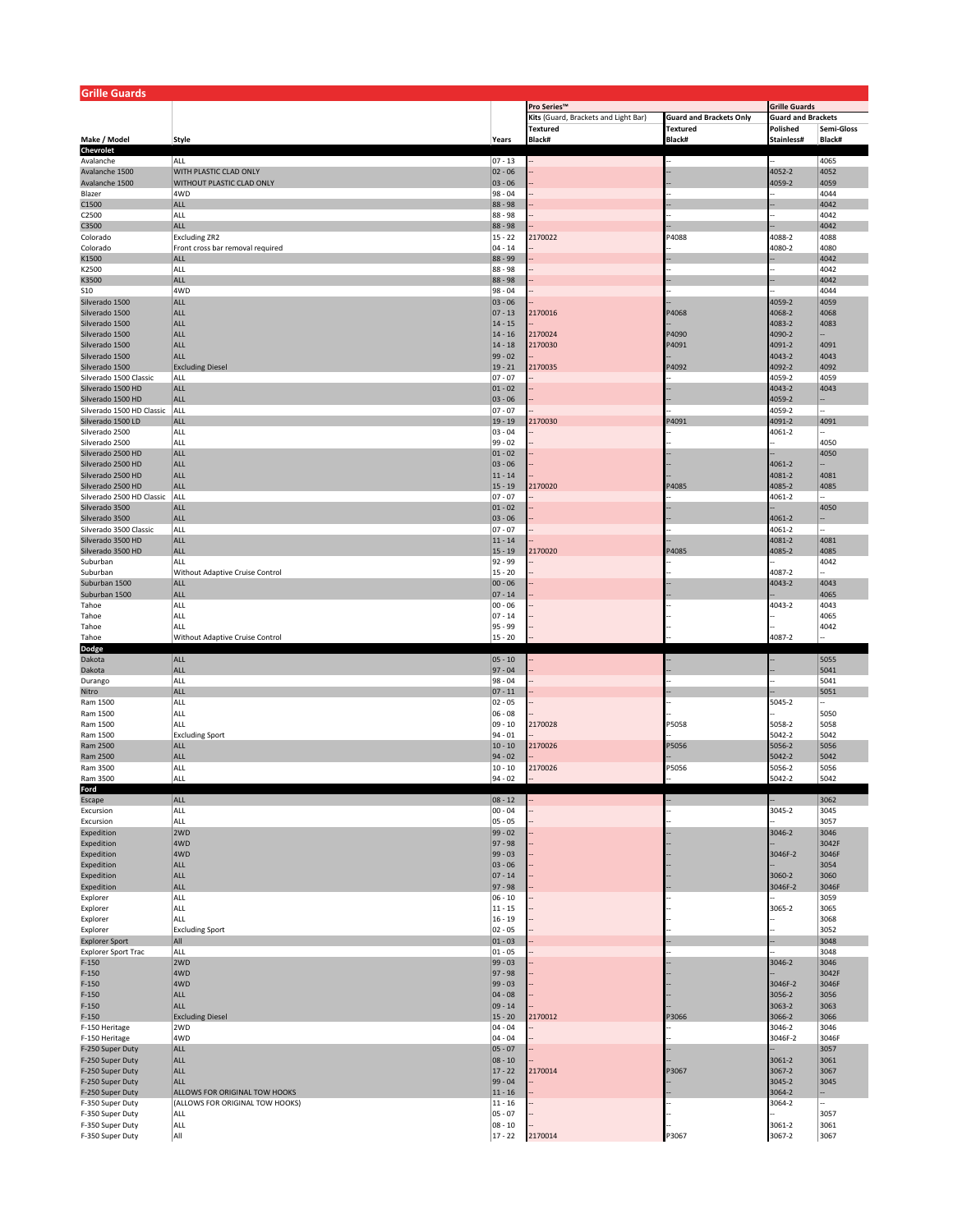## Grille Guards

| | | | Pro Series™ | | Grille Guards | |
|---|---|---|---|---|---|---|
| | | | Kits (Guard, Brackets and Light Bar) | Guard and Brackets Only | Guard and Brackets | |
| | | | Textured | Textured | Polished | Semi-Gloss |
| Make / Model | Style | Years | Black# | Black# | Stainless# | Black# |
| **Chevrolet** | | | | | | |
| Avalanche | ALL | 07 - 13 | -- | -- | -- | 4065 |
| Avalanche 1500 | WITH PLASTIC CLAD ONLY | 02 - 06 | -- | -- | 4052-2 | 4052 |
| Avalanche 1500 | WITHOUT PLASTIC CLAD ONLY | 03 - 06 | -- | -- | 4059-2 | 4059 |
| Blazer | 4WD | 98 - 04 | -- | -- | -- | 4044 |
| C1500 | ALL | 88 - 98 | -- | -- | -- | 4042 |
| C2500 | ALL | 88 - 98 | -- | -- | -- | 4042 |
| C3500 | ALL | 88 - 98 | -- | -- | -- | 4042 |
| Colorado | Excluding ZR2 | 15 - 22 | 2170022 | P4088 | 4088-2 | 4088 |
| Colorado | Front cross bar removal required | 04 - 14 | -- | -- | 4080-2 | 4080 |
| K1500 | ALL | 88 - 99 | -- | -- | -- | 4042 |
| K2500 | ALL | 88 - 98 | -- | -- | -- | 4042 |
| K3500 | ALL | 88 - 98 | -- | -- | -- | 4042 |
| S10 | 4WD | 98 - 04 | -- | -- | -- | 4044 |
| Silverado 1500 | ALL | 03 - 06 | -- | -- | 4059-2 | 4059 |
| Silverado 1500 | ALL | 07 - 13 | 2170016 | P4068 | 4068-2 | 4068 |
| Silverado 1500 | ALL | 14 - 15 | -- | -- | 4083-2 | 4083 |
| Silverado 1500 | ALL | 14 - 16 | 2170024 | P4090 | 4090-2 | -- |
| Silverado 1500 | ALL | 14 - 18 | 2170030 | P4091 | 4091-2 | 4091 |
| Silverado 1500 | ALL | 99 - 02 | -- | -- | 4043-2 | 4043 |
| Silverado 1500 | Excluding Diesel | 19 - 21 | 2170035 | P4092 | 4092-2 | 4092 |
| Silverado 1500 Classic | ALL | 07 - 07 | -- | -- | 4059-2 | 4059 |
| Silverado 1500 HD | ALL | 01 - 02 | -- | -- | 4043-2 | 4043 |
| Silverado 1500 HD | ALL | 03 - 06 | -- | -- | 4059-2 | -- |
| Silverado 1500 HD Classic | ALL | 07 - 07 | -- | -- | 4059-2 | -- |
| Silverado 1500 LD | ALL | 19 - 19 | 2170030 | P4091 | 4091-2 | 4091 |
| Silverado 2500 | ALL | 03 - 04 | -- | -- | 4061-2 | -- |
| Silverado 2500 | ALL | 99 - 02 | -- | -- | -- | 4050 |
| Silverado 2500 HD | ALL | 01 - 02 | -- | -- | -- | 4050 |
| Silverado 2500 HD | ALL | 03 - 06 | -- | -- | 4061-2 | -- |
| Silverado 2500 HD | ALL | 11 - 14 | -- | -- | 4081-2 | 4081 |
| Silverado 2500 HD | ALL | 15 - 19 | 2170020 | P4085 | 4085-2 | 4085 |
| Silverado 2500 HD Classic | ALL | 07 - 07 | -- | -- | 4061-2 | -- |
| Silverado 3500 | ALL | 01 - 02 | -- | -- | -- | 4050 |
| Silverado 3500 | ALL | 03 - 06 | -- | -- | 4061-2 | -- |
| Silverado 3500 Classic | ALL | 07 - 07 | -- | -- | 4061-2 | -- |
| Silverado 3500 HD | ALL | 11 - 14 | -- | -- | 4081-2 | 4081 |
| Silverado 3500 HD | ALL | 15 - 19 | 2170020 | P4085 | 4085-2 | 4085 |
| Suburban | ALL | 92 - 99 | -- | -- | -- | 4042 |
| Suburban | Without Adaptive Cruise Control | 15 - 20 | -- | -- | 4087-2 | -- |
| Suburban 1500 | ALL | 00 - 06 | -- | -- | 4043-2 | 4043 |
| Suburban 1500 | ALL | 07 - 14 | -- | -- | -- | 4065 |
| Tahoe | ALL | 00 - 06 | -- | -- | 4043-2 | 4043 |
| Tahoe | ALL | 07 - 14 | -- | -- | -- | 4065 |
| Tahoe | ALL | 95 - 99 | -- | -- | -- | 4042 |
| Tahoe | Without Adaptive Cruise Control | 15 - 20 | -- | -- | 4087-2 | -- |
| **Dodge** | | | | | | |
| Dakota | ALL | 05 - 10 | -- | -- | -- | 5055 |
| Dakota | ALL | 97 - 04 | -- | -- | -- | 5041 |
| Durango | ALL | 98 - 04 | -- | -- | -- | 5041 |
| Nitro | ALL | 07 - 11 | -- | -- | -- | 5051 |
| Ram 1500 | ALL | 02 - 05 | -- | -- | 5045-2 | -- |
| Ram 1500 | ALL | 06 - 08 | -- | -- | -- | 5050 |
| Ram 1500 | ALL | 09 - 10 | 2170028 | P5058 | 5058-2 | 5058 |
| Ram 1500 | Excluding Sport | 94 - 01 | -- | -- | 5042-2 | 5042 |
| Ram 2500 | ALL | 10 - 10 | 2170026 | P5056 | 5056-2 | 5056 |
| Ram 2500 | ALL | 94 - 02 | -- | -- | 5042-2 | 5042 |
| Ram 3500 | ALL | 10 - 10 | 2170026 | P5056 | 5056-2 | 5056 |
| Ram 3500 | ALL | 94 - 02 | -- | -- | 5042-2 | 5042 |
| **Ford** | | | | | | |
| Escape | ALL | 08 - 12 | -- | -- | -- | 3062 |
| Excursion | ALL | 00 - 04 | -- | -- | 3045-2 | 3045 |
| Excursion | ALL | 05 - 05 | -- | -- | -- | 3057 |
| Expedition | 2WD | 99 - 02 | -- | -- | 3046-2 | 3046 |
| Expedition | 4WD | 97 - 98 | -- | -- | -- | 3042F |
| Expedition | 4WD | 99 - 03 | -- | -- | 3046F-2 | 3046F |
| Expedition | ALL | 03 - 06 | -- | -- | -- | 3054 |
| Expedition | ALL | 07 - 14 | -- | -- | 3060-2 | 3060 |
| Expedition | ALL | 97 - 98 | -- | -- | 3046F-2 | 3046F |
| Explorer | ALL | 06 - 10 | -- | -- | -- | 3059 |
| Explorer | ALL | 11 - 15 | -- | -- | 3065-2 | 3065 |
| Explorer | ALL | 16 - 19 | -- | -- | -- | 3068 |
| Explorer | Excluding Sport | 02 - 05 | -- | -- | -- | 3052 |
| Explorer Sport | All | 01 - 03 | -- | -- | -- | 3048 |
| Explorer Sport Trac | ALL | 01 - 05 | -- | -- | -- | 3048 |
| F-150 | 2WD | 99 - 03 | -- | -- | 3046-2 | 3046 |
| F-150 | 4WD | 97 - 98 | -- | -- | -- | 3042F |
| F-150 | 4WD | 99 - 03 | -- | -- | 3046F-2 | 3046F |
| F-150 | ALL | 04 - 08 | -- | -- | 3056-2 | 3056 |
| F-150 | ALL | 09 - 14 | -- | -- | 3063-2 | 3063 |
| F-150 | Excluding Diesel | 15 - 20 | 2170012 | P3066 | 3066-2 | 3066 |
| F-150 Heritage | 2WD | 04 - 04 | -- | -- | 3046-2 | 3046 |
| F-150 Heritage | 4WD | 04 - 04 | -- | -- | 3046F-2 | 3046F |
| F-250 Super Duty | ALL | 05 - 07 | -- | -- | -- | 3057 |
| F-250 Super Duty | ALL | 08 - 10 | -- | -- | 3061-2 | 3061 |
| F-250 Super Duty | ALL | 17 - 22 | 2170014 | P3067 | 3067-2 | 3067 |
| F-250 Super Duty | ALL | 99 - 04 | -- | -- | 3045-2 | 3045 |
| F-250 Super Duty | ALLOWS FOR ORIGINAL TOW HOOKS | 11 - 16 | -- | -- | 3064-2 | -- |
| F-350 Super Duty | (ALLOWS FOR ORIGINAL TOW HOOKS) | 11 - 16 | -- | -- | 3064-2 | -- |
| F-350 Super Duty | ALL | 05 - 07 | -- | -- | -- | 3057 |
| F-350 Super Duty | ALL | 08 - 10 | -- | -- | 3061-2 | 3061 |
| F-350 Super Duty | All | 17 - 22 | 2170014 | P3067 | 3067-2 | 3067 |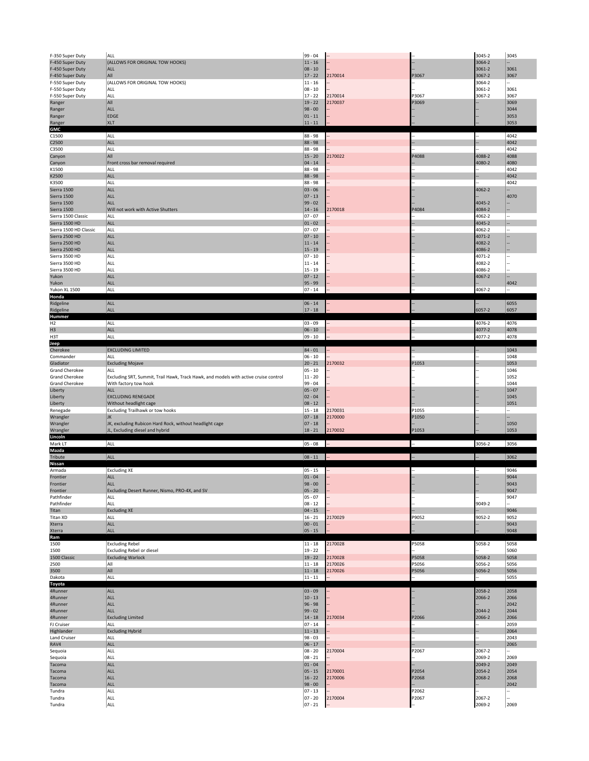| | | | | | | |
|---|---|---|---|---|---|---|
| F-350 Super Duty | ALL | 99 - 04 | -- | -- | 3045-2 | 3045 |
| F-450 Super Duty | (ALLOWS FOR ORIGINAL TOW HOOKS) | 11 - 16 | -- | -- | 3064-2 | -- |
| F-450 Super Duty | ALL | 08 - 10 | -- | -- | 3061-2 | 3061 |
| F-450 Super Duty | All | 17 - 22 | 2170014 | P3067 | 3067-2 | 3067 |
| F-550 Super Duty | (ALLOWS FOR ORIGINAL TOW HOOKS) | 11 - 16 | -- | -- | 3064-2 | -- |
| F-550 Super Duty | ALL | 08 - 10 | -- | -- | 3061-2 | 3061 |
| F-550 Super Duty | ALL | 17 - 22 | 2170014 | P3067 | 3067-2 | 3067 |
| Ranger | All | 19 - 22 | 2170037 | P3069 | -- | 3069 |
| Ranger | ALL | 98 - 00 | -- | -- | -- | 3044 |
| Ranger | EDGE | 01 - 11 | -- | -- | -- | 3053 |
| Ranger | XLT | 11 - 11 | -- | -- | -- | 3053 |
| **GMC** | | | | | | |
| C1500 | ALL | 88 - 98 | -- | -- | -- | 4042 |
| C2500 | ALL | 88 - 98 | -- | -- | -- | 4042 |
| C3500 | ALL | 88 - 98 | -- | -- | -- | 4042 |
| Canyon | All | 15 - 20 | 2170022 | P4088 | 4088-2 | 4088 |
| Canyon | Front cross bar removal required | 04 - 14 | -- | -- | 4080-2 | 4080 |
| K1500 | ALL | 88 - 98 | -- | -- | -- | 4042 |
| K2500 | ALL | 88 - 98 | -- | -- | -- | 4042 |
| K3500 | ALL | 88 - 98 | -- | -- | -- | 4042 |
| Sierra 1500 | ALL | 03 - 06 | -- | -- | 4062-2 | -- |
| Sierra 1500 | ALL | 07 - 13 | -- | -- | -- | 4070 |
| Sierra 1500 | ALL | 99 - 02 | -- | -- | 4045-2 | -- |
| Sierra 1500 | Will not work with Active Shutters | 14 - 16 | 2170018 | P4084 | 4084-2 | -- |
| Sierra 1500 Classic | ALL | 07 - 07 | -- | -- | 4062-2 | -- |
| Sierra 1500 HD | ALL | 01 - 02 | -- | -- | 4045-2 | -- |
| Sierra 1500 HD Classic | ALL | 07 - 07 | -- | -- | 4062-2 | -- |
| Sierra 2500 HD | ALL | 07 - 10 | -- | -- | 4071-2 | -- |
| Sierra 2500 HD | ALL | 11 - 14 | -- | -- | 4082-2 | -- |
| Sierra 2500 HD | ALL | 15 - 19 | -- | -- | 4086-2 | -- |
| Sierra 3500 HD | ALL | 07 - 10 | -- | -- | 4071-2 | -- |
| Sierra 3500 HD | ALL | 11 - 14 | -- | -- | 4082-2 | -- |
| Sierra 3500 HD | ALL | 15 - 19 | -- | -- | 4086-2 | -- |
| Yukon | ALL | 07 - 12 | -- | -- | 4067-2 | -- |
| Yukon | ALL | 95 - 99 | -- | -- | -- | 4042 |
| Yukon XL 1500 | ALL | 07 - 14 | -- | -- | 4067-2 | -- |
| **Honda** | | | | | | |
| Ridgeline | ALL | 06 - 14 | -- | -- | -- | 6055 |
| Ridgeline | ALL | 17 - 18 | -- | -- | 6057-2 | 6057 |
| **Hummer** | | | | | | |
| H2 | ALL | 03 - 09 | -- | -- | 4076-2 | 4076 |
| H3 | ALL | 06 - 10 | -- | -- | 4077-2 | 4078 |
| H3T | ALL | 09 - 10 | -- | -- | 4077-2 | 4078 |
| **Jeep** | | | | | | |
| Cherokee | EXCLUDING LIMITED | 84 - 01 | -- | -- | -- | 1043 |
| Commander | ALL | 06 - 10 | -- | -- | -- | 1048 |
| Gladiator | Excluding Mojave | 20 - 21 | 2170032 | P1053 | -- | 1053 |
| Grand Cherokee | ALL | 05 - 10 | -- | -- | -- | 1046 |
| Grand Cherokee | Excluding SRT, Summit, Trail Hawk, Track Hawk, and models with active cruise control | 11 - 20 | -- | -- | -- | 1052 |
| Grand Cherokee | With factory tow hook | 99 - 04 | -- | -- | -- | 1044 |
| Liberty | ALL | 05 - 07 | -- | -- | -- | 1047 |
| Liberty | EXCLUDING RENEGADE | 02 - 04 | -- | -- | -- | 1045 |
| Liberty | Without headlight cage | 08 - 12 | -- | -- | -- | 1051 |
| Renegade | Excluding Trailhawk or tow hooks | 15 - 18 | 2170031 | P1055 | -- | -- |
| Wrangler | JK | 07 - 18 | 2170000 | P1050 | -- | -- |
| Wrangler | JK, excluding Rubicon Hard Rock, without headlight cage | 07 - 18 | -- | -- | -- | 1050 |
| Wrangler | JL, Excluding diesel and hybrid | 18 - 21 | 2170032 | P1053 | -- | 1053 |
| **Lincoln** | | | | | | |
| Mark LT | ALL | 05 - 08 | -- | -- | 3056-2 | 3056 |
| **Mazda** | | | | | | |
| Tribute | ALL | 08 - 11 | -- | -- | -- | 3062 |
| **Nissan** | | | | | | |
| Armada | Excluding XE | 05 - 15 | -- | -- | -- | 9046 |
| Frontier | ALL | 01 - 04 | -- | -- | -- | 9044 |
| Frontier | ALL | 98 - 00 | -- | -- | -- | 9043 |
| Frontier | Excluding Desert Runner, Nismo, PRO-4X, and SV | 05 - 20 | -- | -- | -- | 9047 |
| Pathfinder | ALL | 05 - 07 | -- | -- | -- | 9047 |
| Pathfinder | ALL | 08 - 12 | -- | -- | 9049-2 | -- |
| Titan | Excluding XE | 04 - 15 | -- | -- | -- | 9046 |
| Titan XD | ALL | 16 - 21 | 2170029 | P9052 | 9052-2 | 9052 |
| Xterra | ALL | 00 - 01 | -- | -- | -- | 9043 |
| Xterra | ALL | 05 - 15 | -- | -- | -- | 9048 |
| **Ram** | | | | | | |
| 1500 | Excluding Rebel | 11 - 18 | 2170028 | P5058 | 5058-2 | 5058 |
| 1500 | Excluding Rebel or diesel | 19 - 22 | -- | -- | -- | 5060 |
| 1500 Classic | Excluding Warlock | 19 - 22 | 2170028 | P5058 | 5058-2 | 5058 |
| 2500 | All | 11 - 18 | 2170026 | P5056 | 5056-2 | 5056 |
| 3500 | All | 11 - 18 | 2170026 | P5056 | 5056-2 | 5056 |
| Dakota | ALL | 11 - 11 | -- | -- | -- | 5055 |
| **Toyota** | | | | | | |
| 4Runner | ALL | 03 - 09 | -- | -- | 2058-2 | 2058 |
| 4Runner | ALL | 10 - 13 | -- | -- | 2066-2 | 2066 |
| 4Runner | ALL | 96 - 98 | -- | -- | -- | 2042 |
| 4Runner | ALL | 99 - 02 | -- | -- | 2044-2 | 2044 |
| 4Runner | Excluding Limited | 14 - 18 | 2170034 | P2066 | 2066-2 | 2066 |
| FJ Cruiser | ALL | 07 - 14 | -- | -- | -- | 2059 |
| Highlander | Excluding Hybrid | 11 - 13 | -- | -- | -- | 2064 |
| Land Cruiser | ALL | 98 - 03 | -- | -- | -- | 2043 |
| RAV4 | ALL | 06 - 17 | -- | -- | -- | 2065 |
| Sequoia | ALL | 08 - 20 | 2170004 | P2067 | 2067-2 | -- |
| Sequoia | ALL | 08 - 21 | -- | -- | 2069-2 | 2069 |
| Tacoma | ALL | 01 - 04 | -- | -- | 2049-2 | 2049 |
| Tacoma | ALL | 05 - 15 | 2170001 | P2054 | 2054-2 | 2054 |
| Tacoma | ALL | 16 - 22 | 2170006 | P2068 | 2068-2 | 2068 |
| Tacoma | ALL | 98 - 00 | -- | -- | -- | 2042 |
| Tundra | ALL | 07 - 13 | -- | P2062 | -- | -- |
| Tundra | ALL | 07 - 20 | 2170004 | P2067 | 2067-2 | -- |
| Tundra | ALL | 07 - 21 | -- | -- | 2069-2 | 2069 |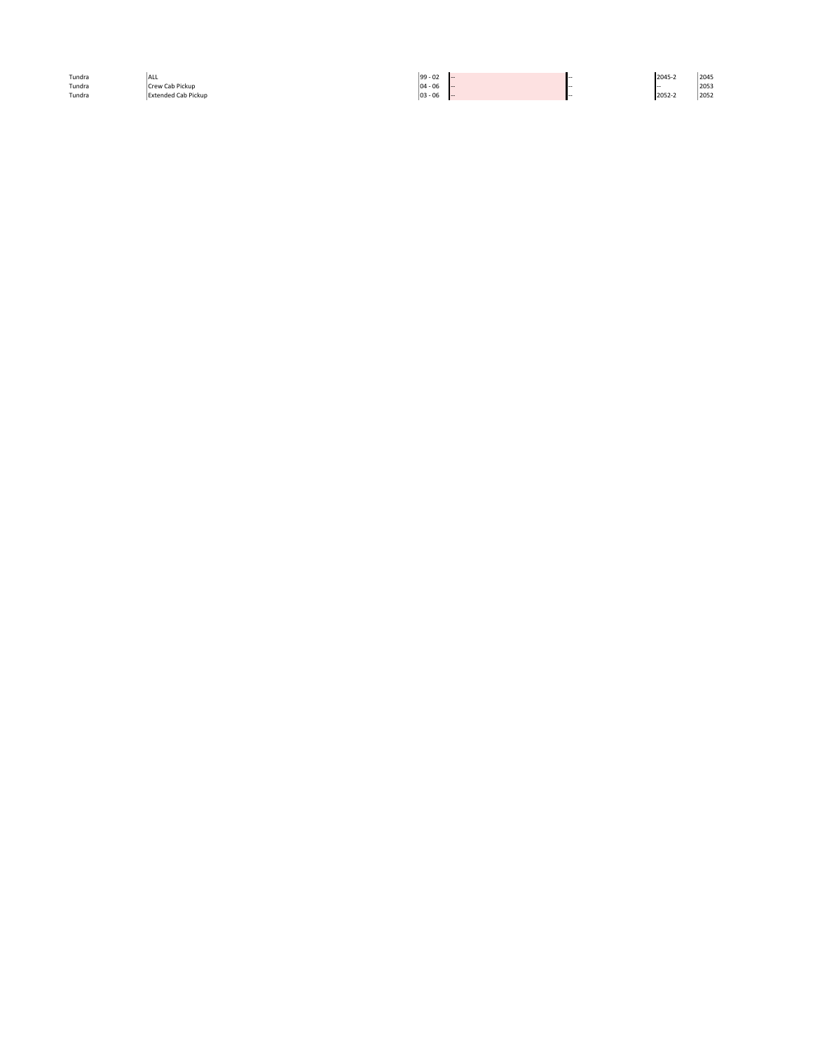| | | | | | | |
|---|---|---|---|---|---|---|
| Tundra | ALL | 99 - 02 | -- | -- | 2045-2 | 2045 |
| Tundra | Crew Cab Pickup | 04 - 06 | -- | -- | -- | 2053 |
| Tundra | Extended Cab Pickup | 03 - 06 | -- | -- | 2052-2 | 2052 |